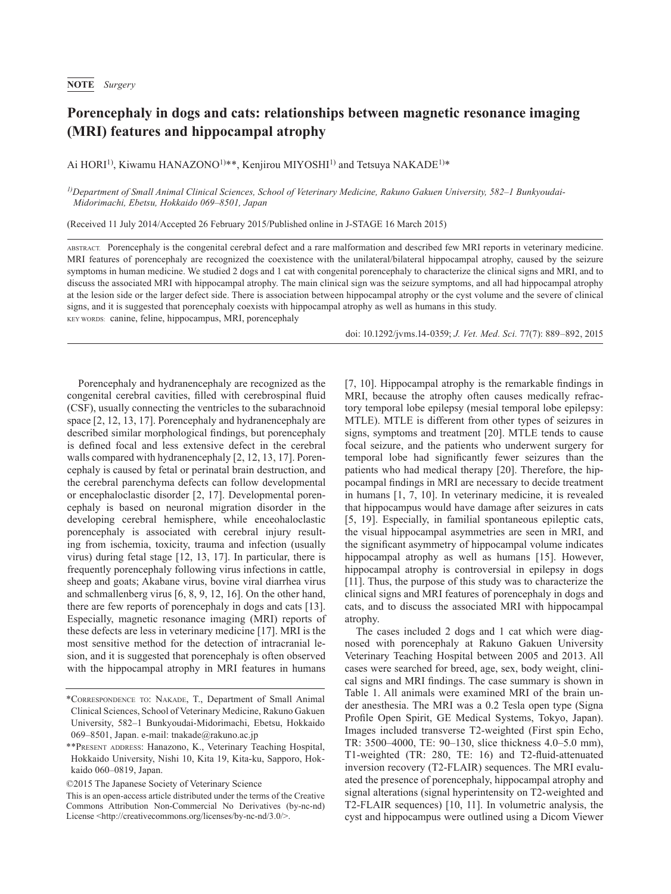**NOTE** *Surgery*

# Porencephaly in dogs and cats: relationships between magnetic resonance imaging (MRI) features and hippocampal atrophy

Ai HORI[1)], Kiwamu HANAZONO[1)**], Kenjirou MIYOSHI[1)] and Tetsuya NAKADE[1)*]

*[1)]Department of Small Animal Clinical Sciences, School of Veterinary Medicine, Rakuno Gakuen University, 582–1 Bunkyoudai-Midorimachi, Ebetsu, Hokkaido 069–8501, Japan*

(Received 11 July 2014/Accepted 26 February 2015/Published online in J-STAGE 16 March 2015)

ABSTRACT. Porencephaly is the congenital cerebral defect and a rare malformation and described few MRI reports in veterinary medicine. MRI features of porencephaly are recognized the coexistence with the unilateral/bilateral hippocampal atrophy, caused by the seizure symptoms in human medicine. We studied 2 dogs and 1 cat with congenital porencephaly to characterize the clinical signs and MRI, and to discuss the associated MRI with hippocampal atrophy. The main clinical sign was the seizure symptoms, and all had hippocampal atrophy at the lesion side or the larger defect side. There is association between hippocampal atrophy or the cyst volume and the severe of clinical signs, and it is suggested that porencephaly coexists with hippocampal atrophy as well as humans in this study.

KEY WORDS: canine, feline, hippocampus, MRI, porencephaly

doi: 10.1292/jvms.14-0359; *J. Vet. Med. Sci.* 77(7): 889–892, 2015

Porencephaly and hydranencephaly are recognized as the congenital cerebral cavities, filled with cerebrospinal fluid (CSF), usually connecting the ventricles to the subarachnoid space [2, 12, 13, 17]. Porencephaly and hydranencephaly are described similar morphological findings, but porencephaly is defined focal and less extensive defect in the cerebral walls compared with hydranencephaly [2, 12, 13, 17]. Porencephaly is caused by fetal or perinatal brain destruction, and the cerebral parenchyma defects can follow developmental or encephaloclastic disorder [2, 17]. Developmental porencephaly is based on neuronal migration disorder in the developing cerebral hemisphere, while enceohaloclastic porencephaly is associated with cerebral injury resulting from ischemia, toxicity, trauma and infection (usually virus) during fetal stage [12, 13, 17]. In particular, there is frequently porencephaly following virus infections in cattle, sheep and goats; Akabane virus, bovine viral diarrhea virus and schmallenberg virus [6, 8, 9, 12, 16]. On the other hand, there are few reports of porencephaly in dogs and cats [13]. Especially, magnetic resonance imaging (MRI) reports of these defects are less in veterinary medicine [17]. MRI is the most sensitive method for the detection of intracranial lesion, and it is suggested that porencephaly is often observed with the hippocampal atrophy in MRI features in humans [7, 10]. Hippocampal atrophy is the remarkable findings in MRI, because the atrophy often causes medically refractory temporal lobe epilepsy (mesial temporal lobe epilepsy: MTLE). MTLE is different from other types of seizures in signs, symptoms and treatment [20]. MTLE tends to cause focal seizure, and the patients who underwent surgery for temporal lobe had significantly fewer seizures than the patients who had medical therapy [20]. Therefore, the hippocampal findings in MRI are necessary to decide treatment in humans [1, 7, 10]. In veterinary medicine, it is revealed that hippocampus would have damage after seizures in cats [5, 19]. Especially, in familial spontaneous epileptic cats, the visual hippocampal asymmetries are seen in MRI, and the significant asymmetry of hippocampal volume indicates hippocampal atrophy as well as humans [15]. However, hippocampal atrophy is controversial in epilepsy in dogs [11]. Thus, the purpose of this study was to characterize the clinical signs and MRI features of porencephaly in dogs and cats, and to discuss the associated MRI with hippocampal atrophy.

The cases included 2 dogs and 1 cat which were diagnosed with porencephaly at Rakuno Gakuen University Veterinary Teaching Hospital between 2005 and 2013. All cases were searched for breed, age, sex, body weight, clinical signs and MRI findings. The case summary is shown in Table 1. All animals were examined MRI of the brain under anesthesia. The MRI was a 0.2 Tesla open type (Signa Profile Open Spirit, GE Medical Systems, Tokyo, Japan). Images included transverse T2-weighted (First spin Echo, TR: 3500–4000, TE: 90–130, slice thickness 4.0–5.0 mm), T1-weighted (TR: 280, TE: 16) and T2-fluid-attenuated inversion recovery (T2-FLAIR) sequences. The MRI evaluated the presence of porencephaly, hippocampal atrophy and signal alterations (signal hyperintensity on T2-weighted and T2-FLAIR sequences) [10, 11]. In volumetric analysis, the cyst and hippocampus were outlined using a Dicom Viewer

*CORRESPONDENCE TO: NAKADE, T., Department of Small Animal Clinical Sciences, School of Veterinary Medicine, Rakuno Gakuen University, 582–1 Bunkyoudai-Midorimachi, Ebetsu, Hokkaido 069–8501, Japan. e-mail: tnakade@rakuno.ac.jp

**PRESENT ADDRESS: Hanazono, K., Veterinary Teaching Hospital, Hokkaido University, Nishi 10, Kita 19, Kita-ku, Sapporo, Hokkaido 060–0819, Japan.

©2015 The Japanese Society of Veterinary Science

This is an open-access article distributed under the terms of the Creative Commons Attribution Non-Commercial No Derivatives (by-nc-nd) License <http://creativecommons.org/licenses/by-nc-nd/3.0/>.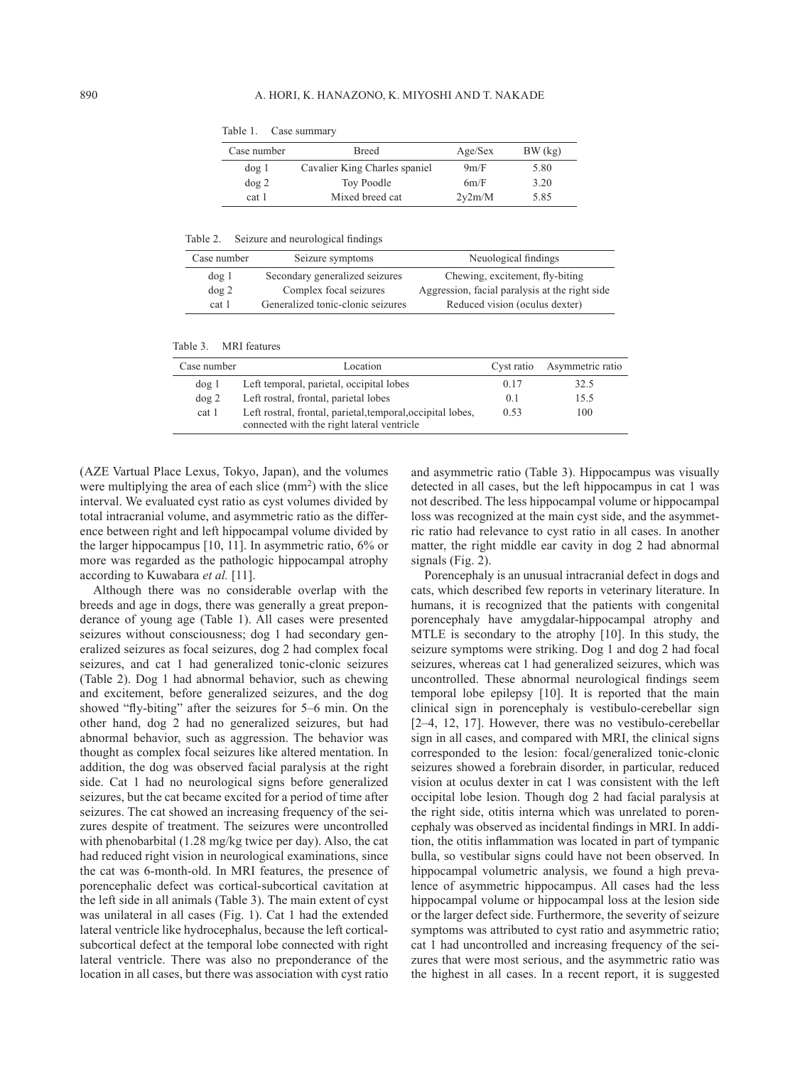Table 1. Case summary

| Case number | Breed | Age/Sex | BW (kg) |
|---|---|---|---|
| dog 1 | Cavalier King Charles spaniel | 9m/F | 5.80 |
| dog 2 | Toy Poodle | 6m/F | 3.20 |
| cat 1 | Mixed breed cat | 2y2m/M | 5.85 |

Table 2. Seizure and neurological findings

| Case number | Seizure symptoms | Neuological findings |
|---|---|---|
| dog 1 | Secondary generalized seizures | Chewing, excitement, fly-biting |
| dog 2 | Complex focal seizures | Aggression, facial paralysis at the right side |
| cat 1 | Generalized tonic-clonic seizures | Reduced vision (oculus dexter) |

Table 3. MRI features

| Case number | Location | Cyst ratio | Asymmetric ratio |
|---|---|---|---|
| dog 1 | Left temporal, parietal, occipital lobes | 0.17 | 32.5 |
| dog 2 | Left rostral, frontal, parietal lobes | 0.1 | 15.5 |
| cat 1 | Left rostral, frontal, parietal,temporal,occipital lobes, connected with the right lateral ventricle | 0.53 | 100 |

(AZE Vartual Place Lexus, Tokyo, Japan), and the volumes were multiplying the area of each slice ($mm^2$) with the slice interval. We evaluated cyst ratio as cyst volumes divided by total intracranial volume, and asymmetric ratio as the difference between right and left hippocampal volume divided by the larger hippocampus [10, 11]. In asymmetric ratio, 6% or more was regarded as the pathologic hippocampal atrophy according to Kuwabara *et al.* [11].

Although there was no considerable overlap with the breeds and age in dogs, there was generally a great preponderance of young age (Table 1). All cases were presented seizures without consciousness; dog 1 had secondary generalized seizures as focal seizures, dog 2 had complex focal seizures, and cat 1 had generalized tonic-clonic seizures (Table 2). Dog 1 had abnormal behavior, such as chewing and excitement, before generalized seizures, and the dog showed "fly-biting" after the seizures for 5–6 min. On the other hand, dog 2 had no generalized seizures, but had abnormal behavior, such as aggression. The behavior was thought as complex focal seizures like altered mentation. In addition, the dog was observed facial paralysis at the right side. Cat 1 had no neurological signs before generalized seizures, but the cat became excited for a period of time after seizures. The cat showed an increasing frequency of the seizures despite of treatment. The seizures were uncontrolled with phenobarbital (1.28 mg/kg twice per day). Also, the cat had reduced right vision in neurological examinations, since the cat was 6-month-old. In MRI features, the presence of porencephalic defect was cortical-subcortical cavitation at the left side in all animals (Table 3). The main extent of cyst was unilateral in all cases (Fig. 1). Cat 1 had the extended lateral ventricle like hydrocephalus, because the left cortical-subcortical defect at the temporal lobe connected with right lateral ventricle. There was also no preponderance of the location in all cases, but there was association with cyst ratio and asymmetric ratio (Table 3). Hippocampus was visually detected in all cases, but the left hippocampus in cat 1 was not described. The less hippocampal volume or hippocampal loss was recognized at the main cyst side, and the asymmetric ratio had relevance to cyst ratio in all cases. In another matter, the right middle ear cavity in dog 2 had abnormal signals (Fig. 2).

Porencephaly is an unusual intracranial defect in dogs and cats, which described few reports in veterinary literature. In humans, it is recognized that the patients with congenital porencephaly have amygdalar-hippocampal atrophy and MTLE is secondary to the atrophy [10]. In this study, the seizure symptoms were striking. Dog 1 and dog 2 had focal seizures, whereas cat 1 had generalized seizures, which was uncontrolled. These abnormal neurological findings seem temporal lobe epilepsy [10]. It is reported that the main clinical sign in porencephaly is vestibulo-cerebellar sign [2–4, 12, 17]. However, there was no vestibulo-cerebellar sign in all cases, and compared with MRI, the clinical signs corresponded to the lesion: focal/generalized tonic-clonic seizures showed a forebrain disorder, in particular, reduced vision at oculus dexter in cat 1 was consistent with the left occipital lobe lesion. Though dog 2 had facial paralysis at the right side, otitis interna which was unrelated to porencephaly was observed as incidental findings in MRI. In addition, the otitis inflammation was located in part of tympanic bulla, so vestibular signs could have not been observed. In hippocampal volumetric analysis, we found a high prevalence of asymmetric hippocampus. All cases had the less hippocampal volume or hippocampal loss at the lesion side or the larger defect side. Furthermore, the severity of seizure symptoms was attributed to cyst ratio and asymmetric ratio; cat 1 had uncontrolled and increasing frequency of the seizures that were most serious, and the asymmetric ratio was the highest in all cases. In a recent report, it is suggested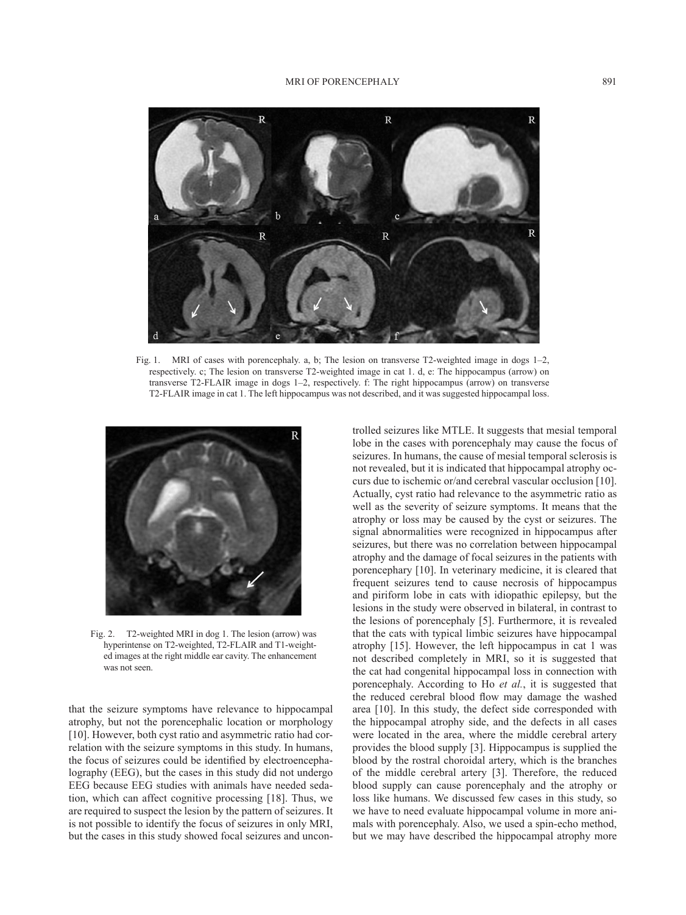Fig. 1. MRI of cases with porencephaly. a, b; The lesion on transverse T2-weighted image in dogs 1–2, respectively. c; The lesion on transverse T2-weighted image in cat 1. d, e: The hippocampus (arrow) on transverse T2-FLAIR image in dogs 1–2, respectively. f: The right hippocampus (arrow) on transverse T2-FLAIR image in cat 1. The left hippocampus was not described, and it was suggested hippocampal loss.

Fig. 2. T2-weighted MRI in dog 1. The lesion (arrow) was hyperintense on T2-weighted, T2-FLAIR and T1-weighted images at the right middle ear cavity. The enhancement was not seen.

that the seizure symptoms have relevance to hippocampal atrophy, but not the porencephalic location or morphology [10]. However, both cyst ratio and asymmetric ratio had correlation with the seizure symptoms in this study. In humans, the focus of seizures could be identified by electroencephalography (EEG), but the cases in this study did not undergo EEG because EEG studies with animals have needed sedation, which can affect cognitive processing [18]. Thus, we are required to suspect the lesion by the pattern of seizures. It is not possible to identify the focus of seizures in only MRI, but the cases in this study showed focal seizures and uncontrolled seizures like MTLE. It suggests that mesial temporal lobe in the cases with porencephaly may cause the focus of seizures. In humans, the cause of mesial temporal sclerosis is not revealed, but it is indicated that hippocampal atrophy occurs due to ischemic or/and cerebral vascular occlusion [10]. Actually, cyst ratio had relevance to the asymmetric ratio as well as the severity of seizure symptoms. It means that the atrophy or loss may be caused by the cyst or seizures. The signal abnormalities were recognized in hippocampus after seizures, but there was no correlation between hippocampal atrophy and the damage of focal seizures in the patients with porencephary [10]. In veterinary medicine, it is cleared that frequent seizures tend to cause necrosis of hippocampus and piriform lobe in cats with idiopathic epilepsy, but the lesions in the study were observed in bilateral, in contrast to the lesions of porencephaly [5]. Furthermore, it is revealed that the cats with typical limbic seizures have hippocampal atrophy [15]. However, the left hippocampus in cat 1 was not described completely in MRI, so it is suggested that the cat had congenital hippocampal loss in connection with porencephaly. According to Ho *et al.*, it is suggested that the reduced cerebral blood flow may damage the washed area [10]. In this study, the defect side corresponded with the hippocampal atrophy side, and the defects in all cases were located in the area, where the middle cerebral artery provides the blood supply [3]. Hippocampus is supplied the blood by the rostral choroidal artery, which is the branches of the middle cerebral artery [3]. Therefore, the reduced blood supply can cause porencephaly and the atrophy or loss like humans. We discussed few cases in this study, so we have to need evaluate hippocampal volume in more animals with porencephaly. Also, we used a spin-echo method, but we may have described the hippocampal atrophy more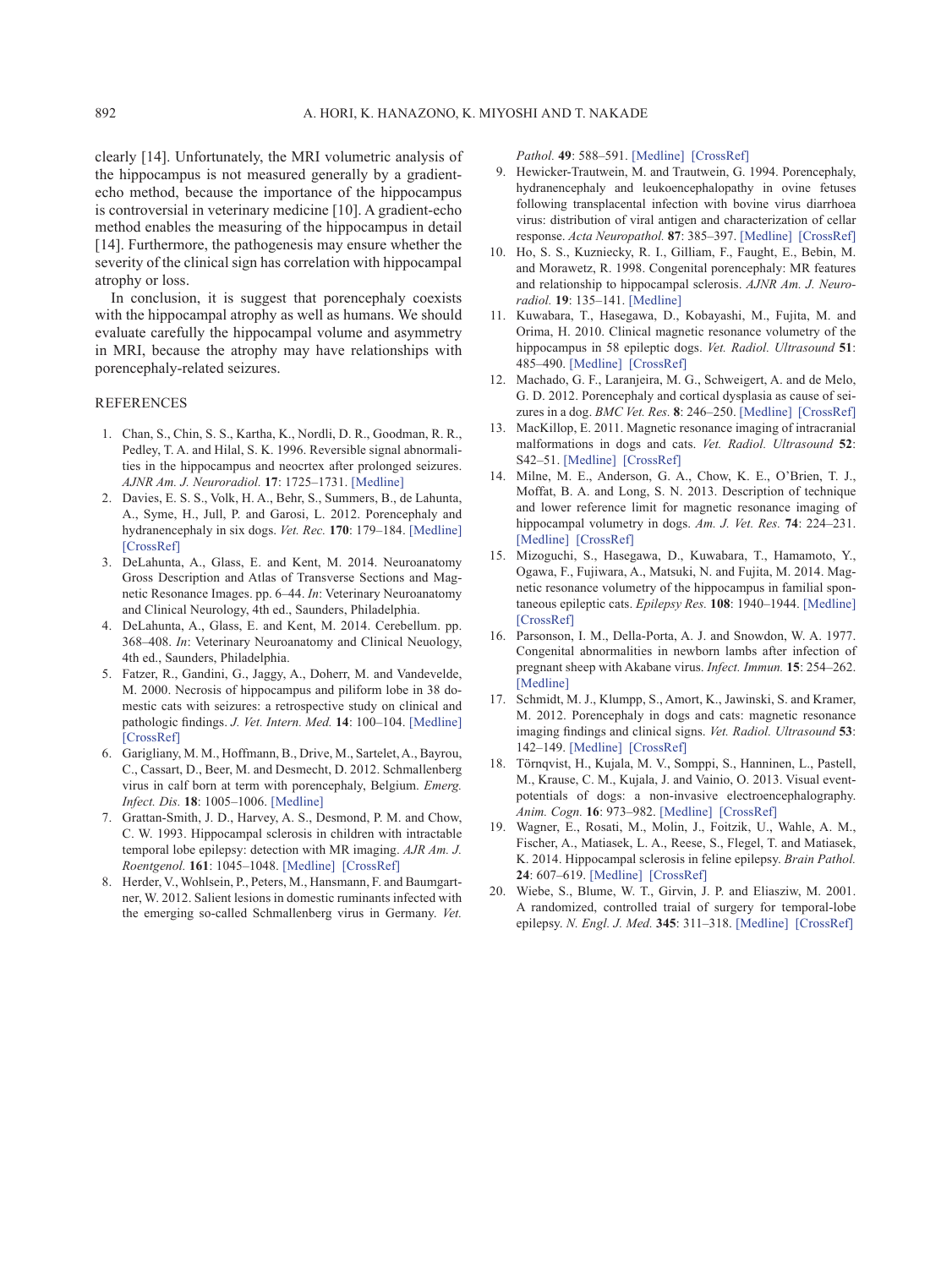clearly [14]. Unfortunately, the MRI volumetric analysis of the hippocampus is not measured generally by a gradient-echo method, because the importance of the hippocampus is controversial in veterinary medicine [10]. A gradient-echo method enables the measuring of the hippocampus in detail [14]. Furthermore, the pathogenesis may ensure whether the severity of the clinical sign has correlation with hippocampal atrophy or loss.

In conclusion, it is suggest that porencephaly coexists with the hippocampal atrophy as well as humans. We should evaluate carefully the hippocampal volume and asymmetry in MRI, because the atrophy may have relationships with porencephaly-related seizures.

## REFERENCES

1. Chan, S., Chin, S. S., Kartha, K., Nordli, D. R., Goodman, R. R., Pedley, T. A. and Hilal, S. K. 1996. Reversible signal abnormalities in the hippocampus and neocrtex after prolonged seizures. *AJNR Am. J. Neuroradiol.* **17**: 1725–1731. [Medline]
2. Davies, E. S. S., Volk, H. A., Behr, S., Summers, B., de Lahunta, A., Syme, H., Jull, P. and Garosi, L. 2012. Porencephaly and hydranencephaly in six dogs. *Vet. Rec.* **170**: 179–184. [Medline] [CrossRef]
3. DeLahunta, A., Glass, E. and Kent, M. 2014. Neuroanatomy Gross Description and Atlas of Transverse Sections and Magnetic Resonance Images. pp. 6–44. *In*: Veterinary Neuroanatomy and Clinical Neurology, 4th ed., Saunders, Philadelphia.
4. DeLahunta, A., Glass, E. and Kent, M. 2014. Cerebellum. pp. 368–408. *In*: Veterinary Neuroanatomy and Clinical Neuology, 4th ed., Saunders, Philadelphia.
5. Fatzer, R., Gandini, G., Jaggy, A., Doherr, M. and Vandevelde, M. 2000. Necrosis of hippocampus and piliform lobe in 38 domestic cats with seizures: a retrospective study on clinical and pathologic findings. *J. Vet. Intern. Med.* **14**: 100–104. [Medline] [CrossRef]
6. Garigliany, M. M., Hoffmann, B., Drive, M., Sartelet, A., Bayrou, C., Cassart, D., Beer, M. and Desmecht, D. 2012. Schmallenberg virus in calf born at term with porencephaly, Belgium. *Emerg. Infect. Dis.* **18**: 1005–1006. [Medline]
7. Grattan-Smith, J. D., Harvey, A. S., Desmond, P. M. and Chow, C. W. 1993. Hippocampal sclerosis in children with intractable temporal lobe epilepsy: detection with MR imaging. *AJR Am. J. Roentgenol.* **161**: 1045–1048. [Medline] [CrossRef]
8. Herder, V., Wohlsein, P., Peters, M., Hansmann, F. and Baumgartner, W. 2012. Salient lesions in domestic ruminants infected with the emerging so-called Schmallenberg virus in Germany. *Vet. Pathol.* **49**: 588–591. [Medline] [CrossRef]
9. Hewicker-Trautwein, M. and Trautwein, G. 1994. Porencephaly, hydranencephaly and leukoencephalopathy in ovine fetuses following transplacental infection with bovine virus diarrhoea virus: distribution of viral antigen and characterization of cellar response. *Acta Neuropathol.* **87**: 385–397. [Medline] [CrossRef]
10. Ho, S. S., Kuzniecky, R. I., Gilliam, F., Faught, E., Bebin, M. and Morawetz, R. 1998. Congenital porencephaly: MR features and relationship to hippocampal sclerosis. *AJNR Am. J. Neuroradiol.* **19**: 135–141. [Medline]
11. Kuwabara, T., Hasegawa, D., Kobayashi, M., Fujita, M. and Orima, H. 2010. Clinical magnetic resonance volumetry of the hippocampus in 58 epileptic dogs. *Vet. Radiol. Ultrasound* **51**: 485–490. [Medline] [CrossRef]
12. Machado, G. F., Laranjeira, M. G., Schweigert, A. and de Melo, G. D. 2012. Porencephaly and cortical dysplasia as cause of seizures in a dog. *BMC Vet. Res.* **8**: 246–250. [Medline] [CrossRef]
13. MacKillop, E. 2011. Magnetic resonance imaging of intracranial malformations in dogs and cats. *Vet. Radiol. Ultrasound* **52**: S42–51. [Medline] [CrossRef]
14. Milne, M. E., Anderson, G. A., Chow, K. E., O'Brien, T. J., Moffat, B. A. and Long, S. N. 2013. Description of technique and lower reference limit for magnetic resonance imaging of hippocampal volumetry in dogs. *Am. J. Vet. Res.* **74**: 224–231. [Medline] [CrossRef]
15. Mizoguchi, S., Hasegawa, D., Kuwabara, T., Hamamoto, Y., Ogawa, F., Fujiwara, A., Matsuki, N. and Fujita, M. 2014. Magnetic resonance volumetry of the hippocampus in familial spontaneous epileptic cats. *Epilepsy Res.* **108**: 1940–1944. [Medline] [CrossRef]
16. Parsonson, I. M., Della-Porta, A. J. and Snowdon, W. A. 1977. Congenital abnormalities in newborn lambs after infection of pregnant sheep with Akabane virus. *Infect. Immun.* **15**: 254–262. [Medline]
17. Schmidt, M. J., Klumpp, S., Amort, K., Jawinski, S. and Kramer, M. 2012. Porencephaly in dogs and cats: magnetic resonance imaging findings and clinical signs. *Vet. Radiol. Ultrasound* **53**: 142–149. [Medline] [CrossRef]
18. Törnqvist, H., Kujala, M. V., Somppi, S., Hanninen, L., Pastell, M., Krause, C. M., Kujala, J. and Vainio, O. 2013. Visual event-potentials of dogs: a non-invasive electroencephalography. *Anim. Cogn.* **16**: 973–982. [Medline] [CrossRef]
19. Wagner, E., Rosati, M., Molin, J., Foitzik, U., Wahle, A. M., Fischer, A., Matiasek, L. A., Reese, S., Flegel, T. and Matiasek, K. 2014. Hippocampal sclerosis in feline epilepsy. *Brain Pathol.* **24**: 607–619. [Medline] [CrossRef]
20. Wiebe, S., Blume, W. T., Girvin, J. P. and Eliasziw, M. 2001. A randomized, controlled traial of surgery for temporal-lobe epilepsy. *N. Engl. J. Med.* **345**: 311–318. [Medline] [CrossRef]